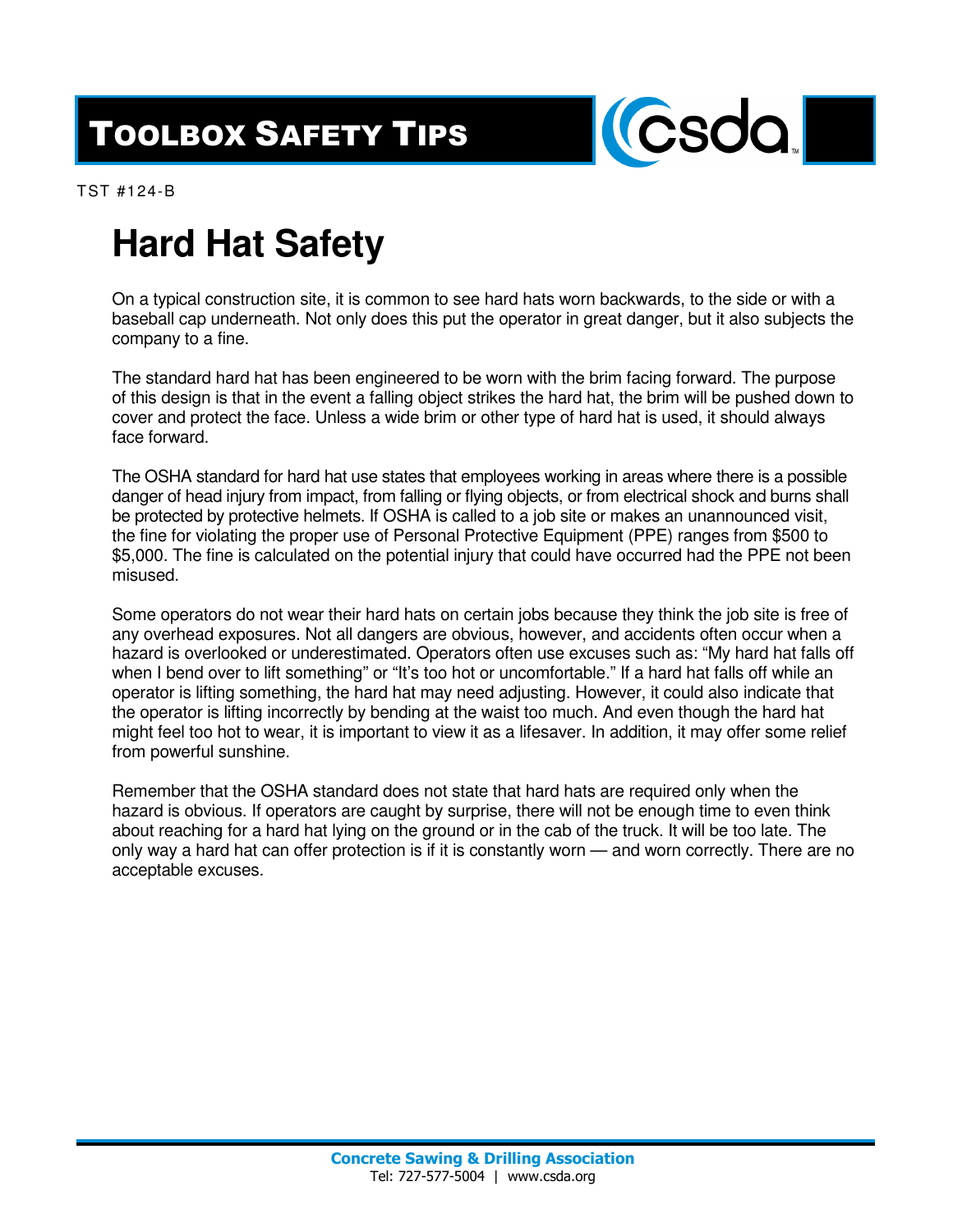# Toolbox Safety Tips

TST #124-B

## Hard Hat Safety

On a typical construction site, it is common to see hard hats worn backwards, to the side or with a baseball cap underneath. Not only does this put the operator in great danger, but it also subjects the company to a fine.

The standard hard hat has been engineered to be worn with the brim facing forward. The purpose of this design is that in the event a falling object strikes the hard hat, the brim will be pushed down to cover and protect the face. Unless a wide brim or other type of hard hat is used, it should always face forward.

The OSHA standard for hard hat use states that employees working in areas where there is a possible danger of head injury from impact, from falling or flying objects, or from electrical shock and burns shall be protected by protective helmets. If OSHA is called to a job site or makes an unannounced visit, the fine for violating the proper use of Personal Protective Equipment (PPE) ranges from $500 to $5,000. The fine is calculated on the potential injury that could have occurred had the PPE not been misused.

Some operators do not wear their hard hats on certain jobs because they think the job site is free of any overhead exposures. Not all dangers are obvious, however, and accidents often occur when a hazard is overlooked or underestimated. Operators often use excuses such as: "My hard hat falls off when I bend over to lift something" or "It's too hot or uncomfortable." If a hard hat falls off while an operator is lifting something, the hard hat may need adjusting. However, it could also indicate that the operator is lifting incorrectly by bending at the waist too much. And even though the hard hat might feel too hot to wear, it is important to view it as a lifesaver. In addition, it may offer some relief from powerful sunshine.

Remember that the OSHA standard does not state that hard hats are required only when the hazard is obvious. If operators are caught by surprise, there will not be enough time to even think about reaching for a hard hat lying on the ground or in the cab of the truck. It will be too late. The only way a hard hat can offer protection is if it is constantly worn — and worn correctly. There are no acceptable excuses.

**Concrete Sawing & Drilling Association**
Tel: 727-577-5004 | www.csda.org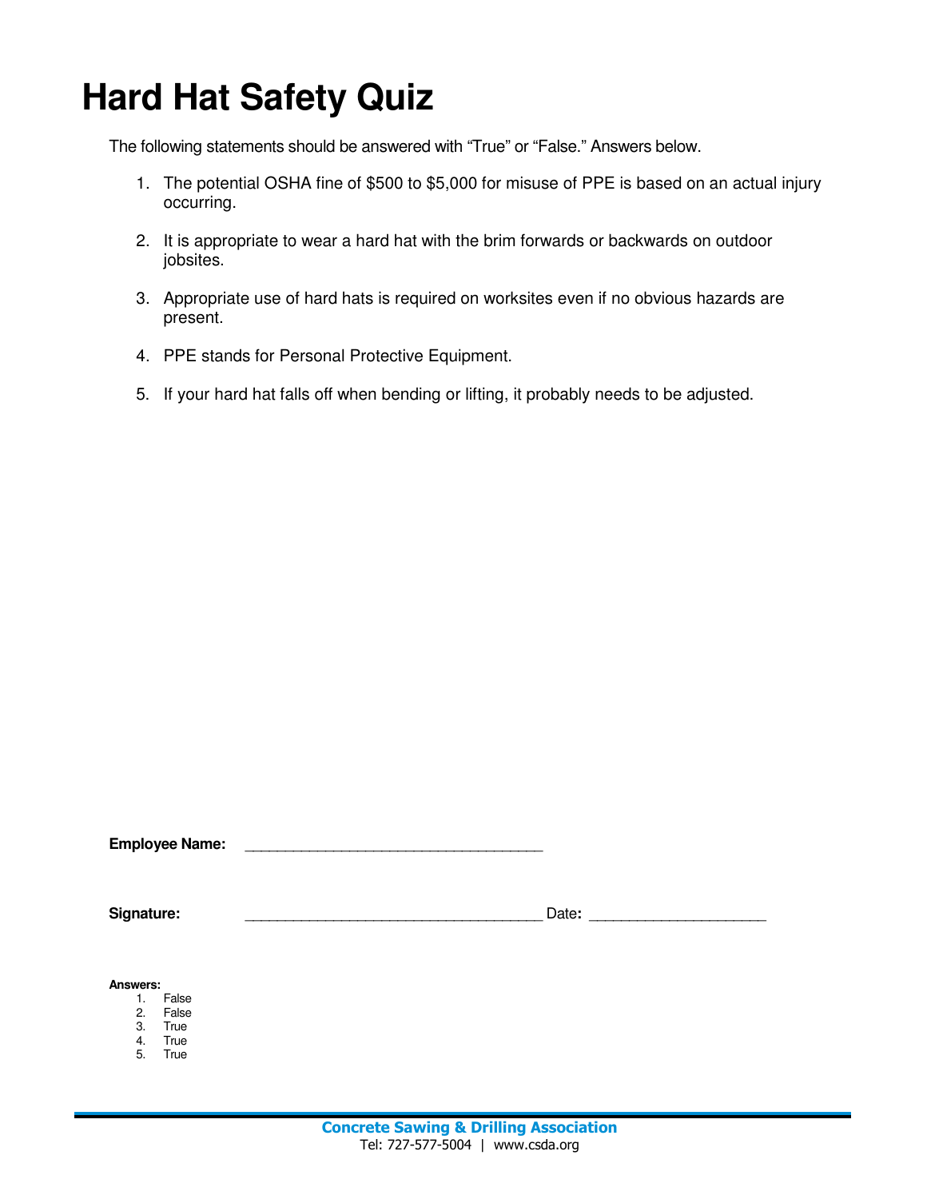# Hard Hat Safety Quiz

The following statements should be answered with “True” or “False.” Answers below.

1. The potential OSHA fine of $500 to $5,000 for misuse of PPE is based on an actual injury occurring.
2. It is appropriate to wear a hard hat with the brim forwards or backwards on outdoor jobsites.
3. Appropriate use of hard hats is required on worksites even if no obvious hazards are present.
4. PPE stands for Personal Protective Equipment.
5. If your hard hat falls off when bending or lifting, it probably needs to be adjusted.

**Employee Name:** ___________________________________

**Signature:** ___________________________________ Date**:** ____________________

**Answers:**

1. False
2. False
3. True
4. True
5. True

Concrete Sawing & Drilling Association
Tel: 727-577-5004 | www.csda.org